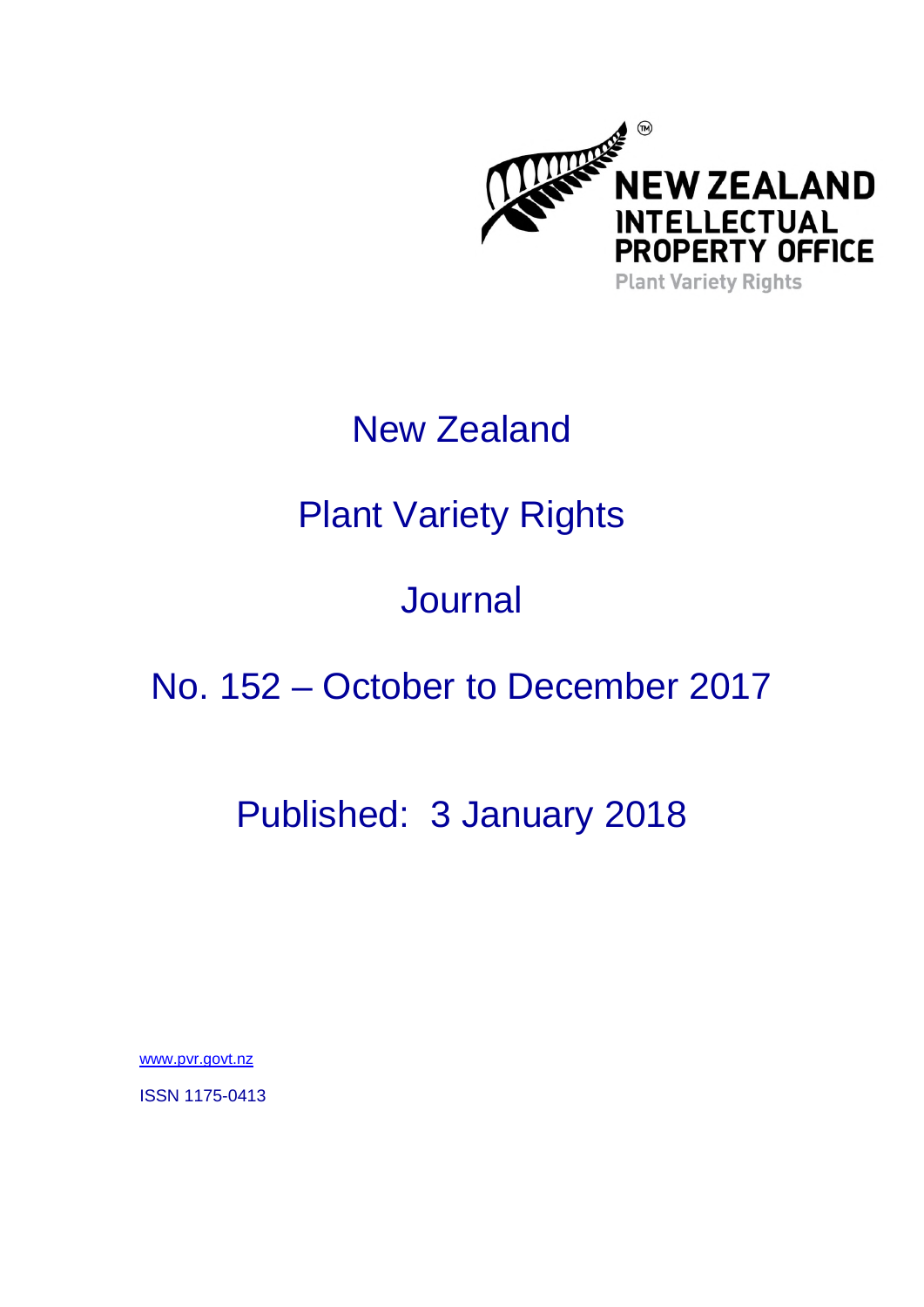NEW ZEALAND INTELLECTUAL PROPERTY OFFICE

Plant Variety Rights

# New Zealand

# Plant Variety Rights

# Journal

# No. 152 – October to December 2017

## Published: 3 January 2018

www.pvr.govt.nz

ISSN 1175-0413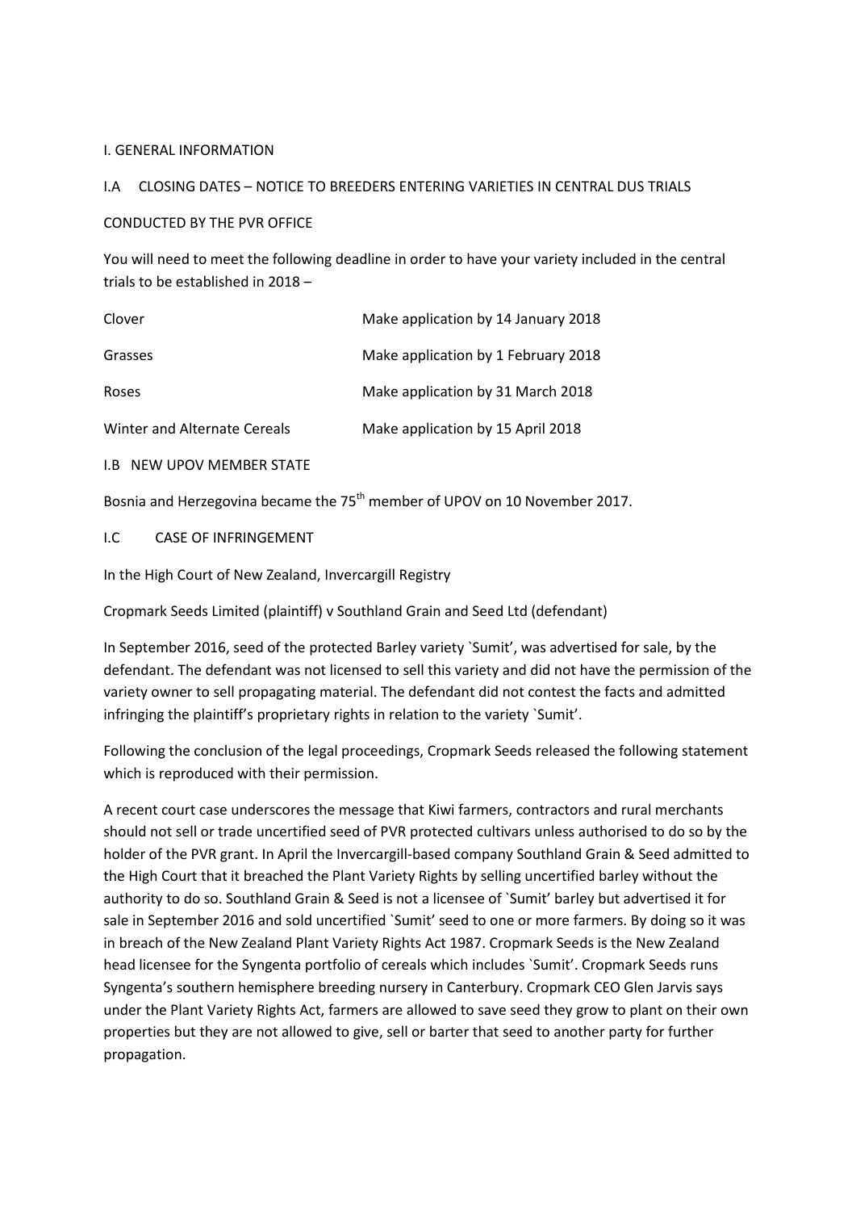## I. GENERAL INFORMATION

### I.A CLOSING DATES – NOTICE TO BREEDERS ENTERING VARIETIES IN CENTRAL DUS TRIALS

CONDUCTED BY THE PVR OFFICE

You will need to meet the following deadline in order to have your variety included in the central trials to be established in 2018 –

| | |
|---|---|
| Clover | Make application by 14 January 2018 |
| Grasses | Make application by 1 February 2018 |
| Roses | Make application by 31 March 2018 |
| Winter and Alternate Cereals | Make application by 15 April 2018 |

### I.B NEW UPOV MEMBER STATE

Bosnia and Herzegovina became the 75th member of UPOV on 10 November 2017.

### I.C CASE OF INFRINGEMENT

In the High Court of New Zealand, Invercargill Registry

Cropmark Seeds Limited (plaintiff) v Southland Grain and Seed Ltd (defendant)

In September 2016, seed of the protected Barley variety `Sumit', was advertised for sale, by the defendant. The defendant was not licensed to sell this variety and did not have the permission of the variety owner to sell propagating material. The defendant did not contest the facts and admitted infringing the plaintiff's proprietary rights in relation to the variety `Sumit'.

Following the conclusion of the legal proceedings, Cropmark Seeds released the following statement which is reproduced with their permission.

A recent court case underscores the message that Kiwi farmers, contractors and rural merchants should not sell or trade uncertified seed of PVR protected cultivars unless authorised to do so by the holder of the PVR grant. In April the Invercargill-based company Southland Grain & Seed admitted to the High Court that it breached the Plant Variety Rights by selling uncertified barley without the authority to do so. Southland Grain & Seed is not a licensee of `Sumit' barley but advertised it for sale in September 2016 and sold uncertified `Sumit' seed to one or more farmers. By doing so it was in breach of the New Zealand Plant Variety Rights Act 1987. Cropmark Seeds is the New Zealand head licensee for the Syngenta portfolio of cereals which includes `Sumit'. Cropmark Seeds runs Syngenta's southern hemisphere breeding nursery in Canterbury. Cropmark CEO Glen Jarvis says under the Plant Variety Rights Act, farmers are allowed to save seed they grow to plant on their own properties but they are not allowed to give, sell or barter that seed to another party for further propagation.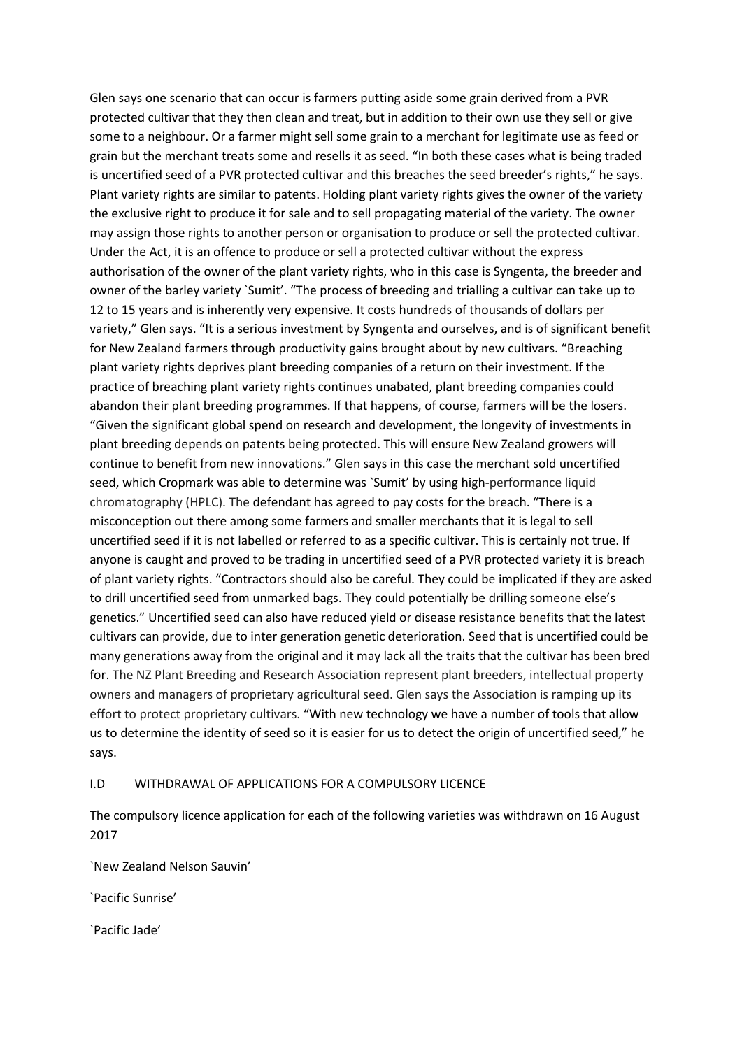Glen says one scenario that can occur is farmers putting aside some grain derived from a PVR protected cultivar that they then clean and treat, but in addition to their own use they sell or give some to a neighbour. Or a farmer might sell some grain to a merchant for legitimate use as feed or grain but the merchant treats some and resells it as seed. "In both these cases what is being traded is uncertified seed of a PVR protected cultivar and this breaches the seed breeder's rights," he says. Plant variety rights are similar to patents. Holding plant variety rights gives the owner of the variety the exclusive right to produce it for sale and to sell propagating material of the variety. The owner may assign those rights to another person or organisation to produce or sell the protected cultivar. Under the Act, it is an offence to produce or sell a protected cultivar without the express authorisation of the owner of the plant variety rights, who in this case is Syngenta, the breeder and owner of the barley variety `Sumit'. "The process of breeding and trialling a cultivar can take up to 12 to 15 years and is inherently very expensive. It costs hundreds of thousands of dollars per variety," Glen says. "It is a serious investment by Syngenta and ourselves, and is of significant benefit for New Zealand farmers through productivity gains brought about by new cultivars. "Breaching plant variety rights deprives plant breeding companies of a return on their investment. If the practice of breaching plant variety rights continues unabated, plant breeding companies could abandon their plant breeding programmes. If that happens, of course, farmers will be the losers. "Given the significant global spend on research and development, the longevity of investments in plant breeding depends on patents being protected. This will ensure New Zealand growers will continue to benefit from new innovations." Glen says in this case the merchant sold uncertified seed, which Cropmark was able to determine was `Sumit' by using high-performance liquid chromatography (HPLC). The defendant has agreed to pay costs for the breach. "There is a misconception out there among some farmers and smaller merchants that it is legal to sell uncertified seed if it is not labelled or referred to as a specific cultivar. This is certainly not true. If anyone is caught and proved to be trading in uncertified seed of a PVR protected variety it is breach of plant variety rights. "Contractors should also be careful. They could be implicated if they are asked to drill uncertified seed from unmarked bags. They could potentially be drilling someone else's genetics." Uncertified seed can also have reduced yield or disease resistance benefits that the latest cultivars can provide, due to inter generation genetic deterioration. Seed that is uncertified could be many generations away from the original and it may lack all the traits that the cultivar has been bred for. The NZ Plant Breeding and Research Association represent plant breeders, intellectual property owners and managers of proprietary agricultural seed. Glen says the Association is ramping up its effort to protect proprietary cultivars. "With new technology we have a number of tools that allow us to determine the identity of seed so it is easier for us to detect the origin of uncertified seed," he says.

## I.D WITHDRAWAL OF APPLICATIONS FOR A COMPULSORY LICENCE

The compulsory licence application for each of the following varieties was withdrawn on 16 August 2017

`New Zealand Nelson Sauvin'

`Pacific Sunrise'

`Pacific Jade'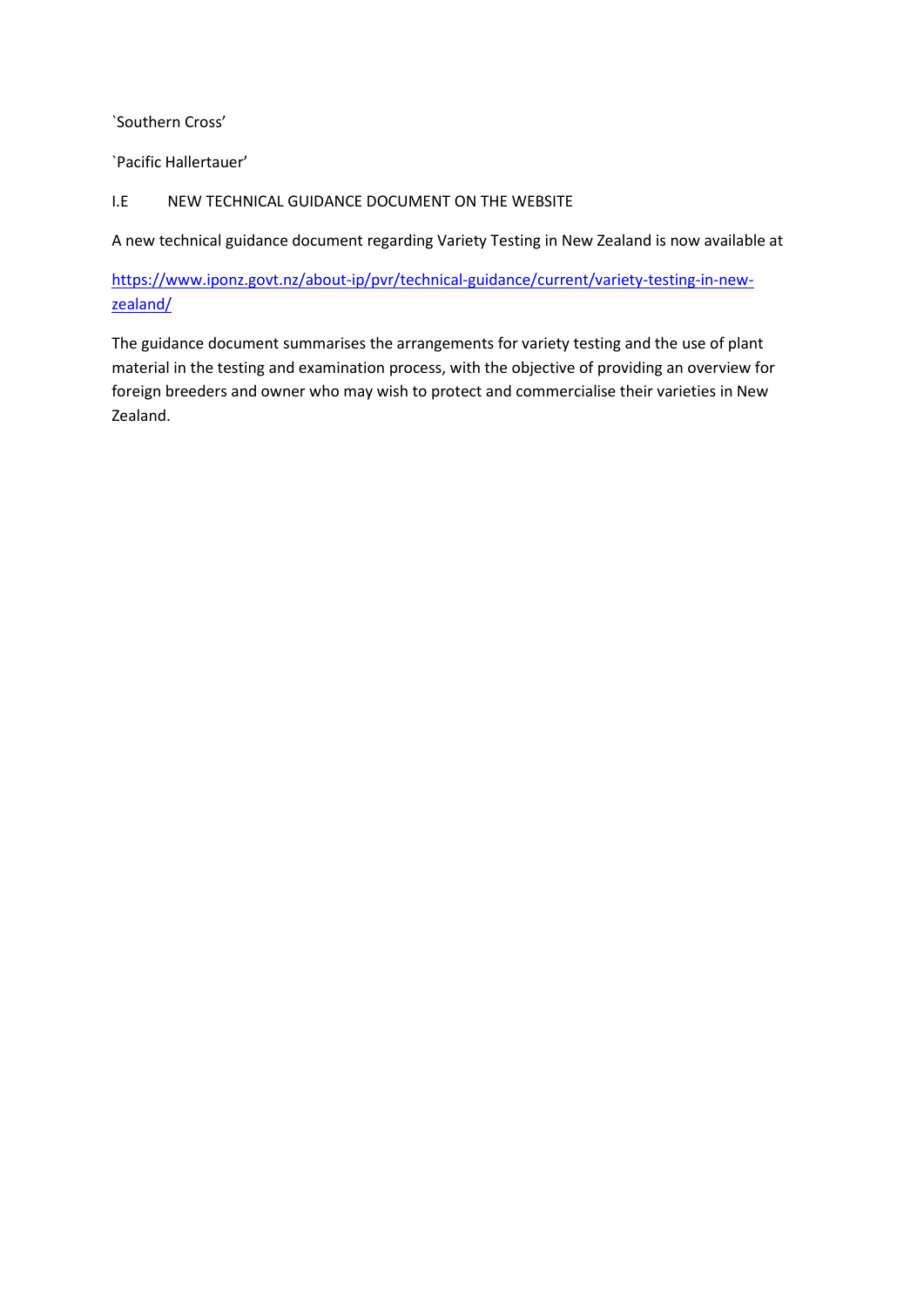`Southern Cross'

`Pacific Hallertauer'

## I.E NEW TECHNICAL GUIDANCE DOCUMENT ON THE WEBSITE

A new technical guidance document regarding Variety Testing in New Zealand is now available at

https://www.iponz.govt.nz/about-ip/pvr/technical-guidance/current/variety-testing-in-new-zealand/

The guidance document summarises the arrangements for variety testing and the use of plant material in the testing and examination process, with the objective of providing an overview for foreign breeders and owner who may wish to protect and commercialise their varieties in New Zealand.